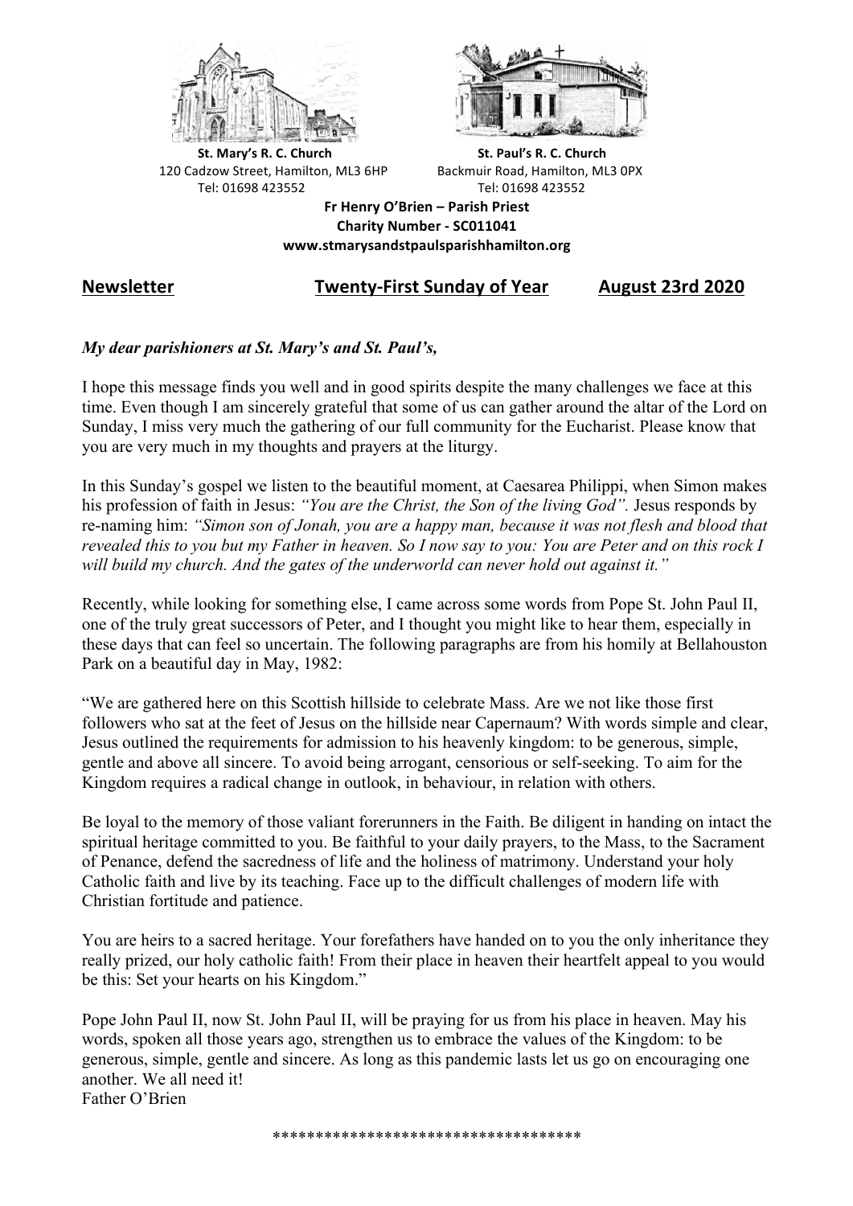**St. Mary's R. C. Church**
120 Cadzow Street, Hamilton, ML3 6HP
Tel: 01698 423552

**St. Paul's R. C. Church**
Backmuir Road, Hamilton, ML3 0PX
Tel: 01698 423552

**Fr Henry O'Brien – Parish Priest**
**Charity Number - SC011041**
**www.stmarysandstpaulsparishhamilton.org**

## Newsletter &nbsp;&nbsp;&nbsp; Twenty-First Sunday of Year &nbsp;&nbsp;&nbsp; August 23rd 2020

***My dear parishioners at St. Mary's and St. Paul's,***

I hope this message finds you well and in good spirits despite the many challenges we face at this time. Even though I am sincerely grateful that some of us can gather around the altar of the Lord on Sunday, I miss very much the gathering of our full community for the Eucharist. Please know that you are very much in my thoughts and prayers at the liturgy.

In this Sunday's gospel we listen to the beautiful moment, at Caesarea Philippi, when Simon makes his profession of faith in Jesus: *"You are the Christ, the Son of the living God".* Jesus responds by re-naming him: *"Simon son of Jonah, you are a happy man, because it was not flesh and blood that revealed this to you but my Father in heaven. So I now say to you: You are Peter and on this rock I will build my church. And the gates of the underworld can never hold out against it."*

Recently, while looking for something else, I came across some words from Pope St. John Paul II, one of the truly great successors of Peter, and I thought you might like to hear them, especially in these days that can feel so uncertain. The following paragraphs are from his homily at Bellahouston Park on a beautiful day in May, 1982:

"We are gathered here on this Scottish hillside to celebrate Mass. Are we not like those first followers who sat at the feet of Jesus on the hillside near Capernaum? With words simple and clear, Jesus outlined the requirements for admission to his heavenly kingdom: to be generous, simple, gentle and above all sincere. To avoid being arrogant, censorious or self-seeking. To aim for the Kingdom requires a radical change in outlook, in behaviour, in relation with others.

Be loyal to the memory of those valiant forerunners in the Faith. Be diligent in handing on intact the spiritual heritage committed to you. Be faithful to your daily prayers, to the Mass, to the Sacrament of Penance, defend the sacredness of life and the holiness of matrimony. Understand your holy Catholic faith and live by its teaching. Face up to the difficult challenges of modern life with Christian fortitude and patience.

You are heirs to a sacred heritage. Your forefathers have handed on to you the only inheritance they really prized, our holy catholic faith! From their place in heaven their heartfelt appeal to you would be this: Set your hearts on his Kingdom."

Pope John Paul II, now St. John Paul II, will be praying for us from his place in heaven. May his words, spoken all those years ago, strengthen us to embrace the values of the Kingdom: to be generous, simple, gentle and sincere. As long as this pandemic lasts let us go on encouraging one another. We all need it!
Father O'Brien

\*\*\*\*\*\*\*\*\*\*\*\*\*\*\*\*\*\*\*\*\*\*\*\*\*\*\*\*\*\*\*\*\*\*\*\*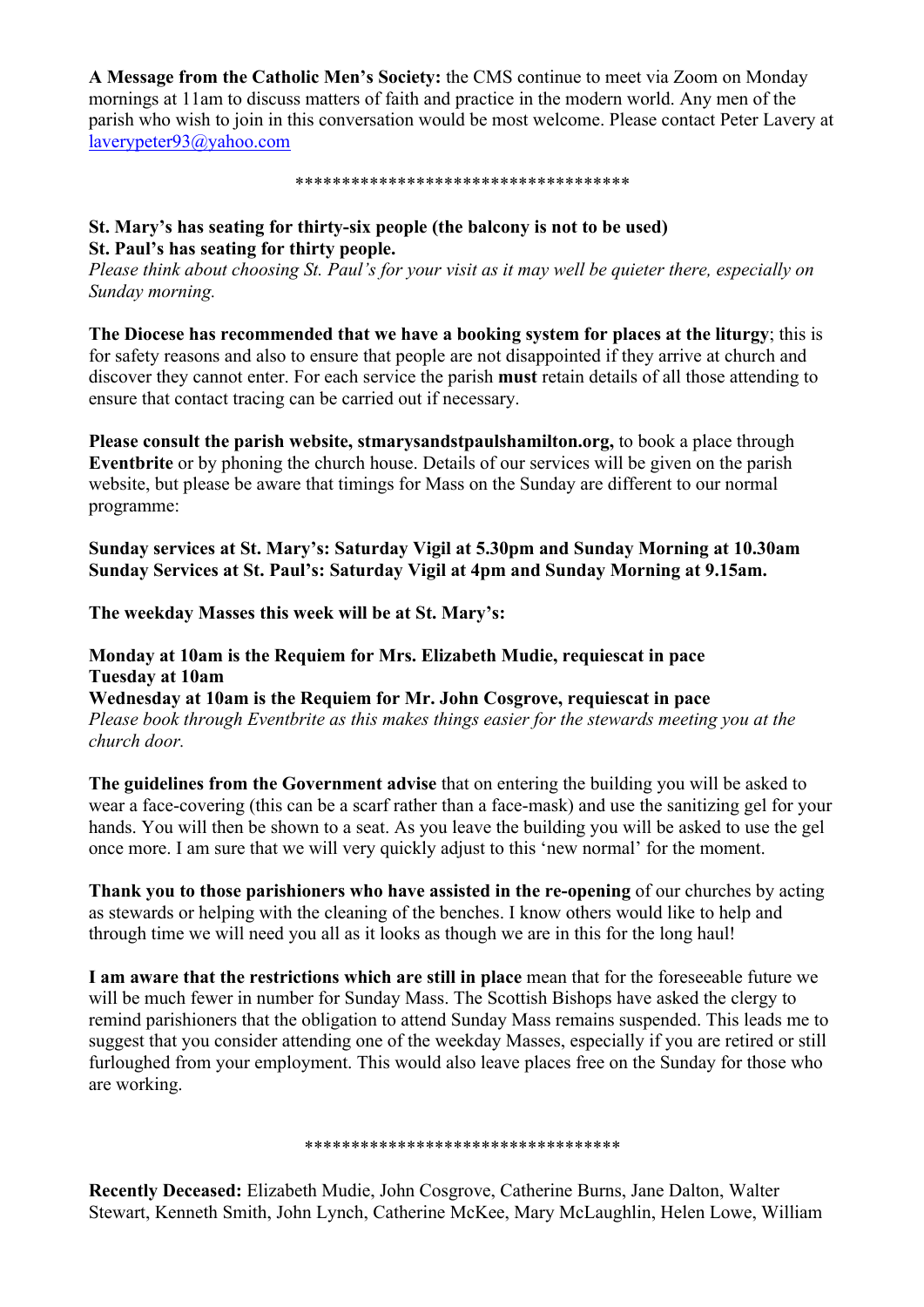**A Message from the Catholic Men's Society:** the CMS continue to meet via Zoom on Monday mornings at 11am to discuss matters of faith and practice in the modern world. Any men of the parish who wish to join in this conversation would be most welcome. Please contact Peter Lavery at laverypeter93@yahoo.com

\*\*\*\*\*\*\*\*\*\*\*\*\*\*\*\*\*\*\*\*\*\*\*\*\*\*\*\*\*\*\*\*\*\*\*\*

**St. Mary's has seating for thirty-six people (the balcony is not to be used)**
**St. Paul's has seating for thirty people.**
*Please think about choosing St. Paul's for your visit as it may well be quieter there, especially on Sunday morning.*

**The Diocese has recommended that we have a booking system for places at the liturgy**; this is for safety reasons and also to ensure that people are not disappointed if they arrive at church and discover they cannot enter. For each service the parish **must** retain details of all those attending to ensure that contact tracing can be carried out if necessary.

**Please consult the parish website, stmarysandstpaulshamilton.org,** to book a place through **Eventbrite** or by phoning the church house. Details of our services will be given on the parish website, but please be aware that timings for Mass on the Sunday are different to our normal programme:

**Sunday services at St. Mary's: Saturday Vigil at 5.30pm and Sunday Morning at 10.30am**
**Sunday Services at St. Paul's: Saturday Vigil at 4pm and Sunday Morning at 9.15am.**

**The weekday Masses this week will be at St. Mary's:**

**Monday at 10am is the Requiem for Mrs. Elizabeth Mudie, requiescat in pace**
**Tuesday at 10am**
**Wednesday at 10am is the Requiem for Mr. John Cosgrove, requiescat in pace**
*Please book through Eventbrite as this makes things easier for the stewards meeting you at the church door.*

**The guidelines from the Government advise** that on entering the building you will be asked to wear a face-covering (this can be a scarf rather than a face-mask) and use the sanitizing gel for your hands. You will then be shown to a seat. As you leave the building you will be asked to use the gel once more. I am sure that we will very quickly adjust to this 'new normal' for the moment.

**Thank you to those parishioners who have assisted in the re-opening** of our churches by acting as stewards or helping with the cleaning of the benches. I know others would like to help and through time we will need you all as it looks as though we are in this for the long haul!

**I am aware that the restrictions which are still in place** mean that for the foreseeable future we will be much fewer in number for Sunday Mass. The Scottish Bishops have asked the clergy to remind parishioners that the obligation to attend Sunday Mass remains suspended. This leads me to suggest that you consider attending one of the weekday Masses, especially if you are retired or still furloughed from your employment. This would also leave places free on the Sunday for those who are working.

\*\*\*\*\*\*\*\*\*\*\*\*\*\*\*\*\*\*\*\*\*\*\*\*\*\*\*\*\*\*\*\*\*\*\*

**Recently Deceased:** Elizabeth Mudie, John Cosgrove, Catherine Burns, Jane Dalton, Walter Stewart, Kenneth Smith, John Lynch, Catherine McKee, Mary McLaughlin, Helen Lowe, William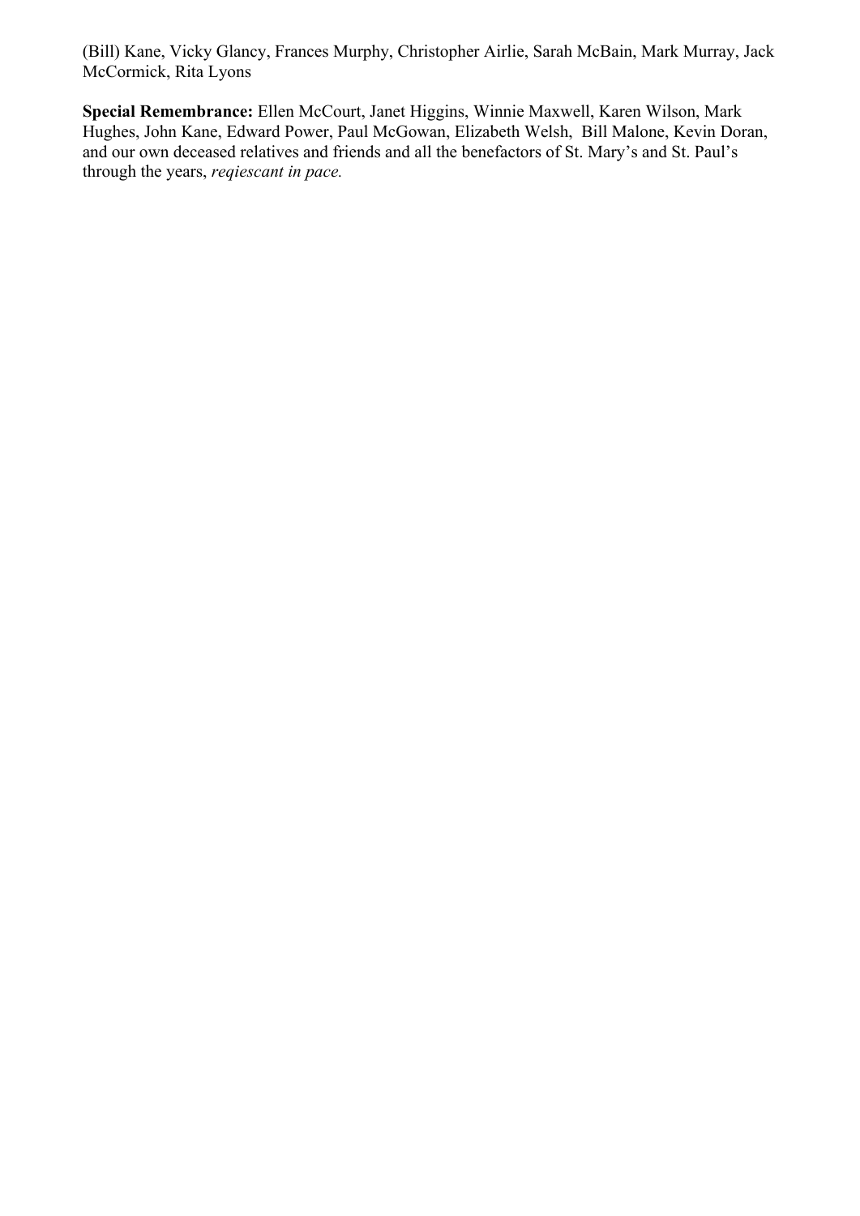(Bill) Kane, Vicky Glancy, Frances Murphy, Christopher Airlie, Sarah McBain, Mark Murray, Jack McCormick, Rita Lyons

**Special Remembrance:** Ellen McCourt, Janet Higgins, Winnie Maxwell, Karen Wilson, Mark Hughes, John Kane, Edward Power, Paul McGowan, Elizabeth Welsh, Bill Malone, Kevin Doran, and our own deceased relatives and friends and all the benefactors of St. Mary's and St. Paul's through the years, *reqiescant in pace.*